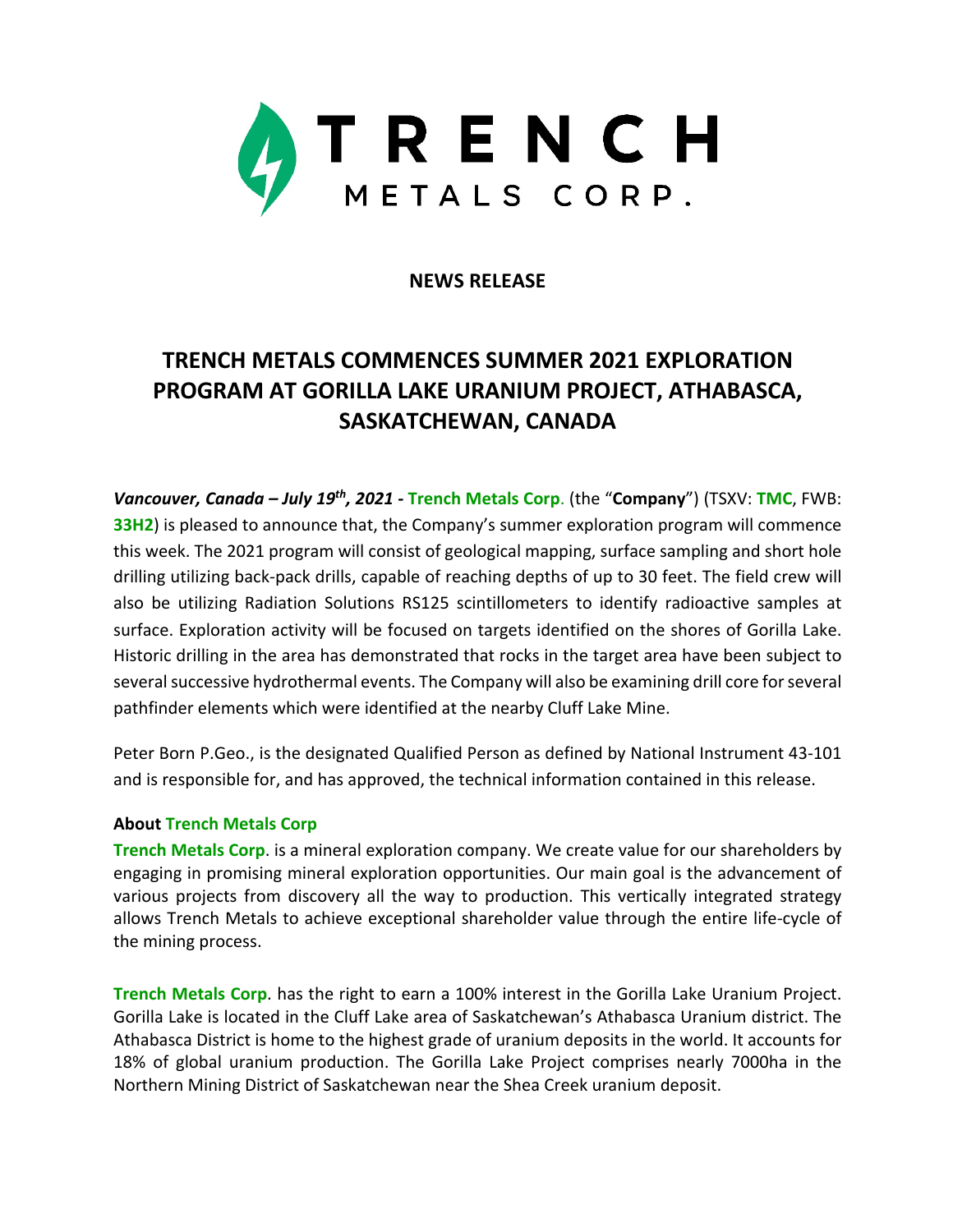# TRENCH METALS CORP.

**NEWS RELEASE**

## TRENCH METALS COMMENCES SUMMER 2021 EXPLORATION PROGRAM AT GORILLA LAKE URANIUM PROJECT, ATHABASCA, SASKATCHEWAN, CANADA

***Vancouver, Canada – July 19th, 2021 -*** **Trench Metals Corp**. (the "**Company**") (TSXV: **TMC**, FWB: **33H2**) is pleased to announce that, the Company's summer exploration program will commence this week. The 2021 program will consist of geological mapping, surface sampling and short hole drilling utilizing back-pack drills, capable of reaching depths of up to 30 feet. The field crew will also be utilizing Radiation Solutions RS125 scintillometers to identify radioactive samples at surface. Exploration activity will be focused on targets identified on the shores of Gorilla Lake. Historic drilling in the area has demonstrated that rocks in the target area have been subject to several successive hydrothermal events. The Company will also be examining drill core for several pathfinder elements which were identified at the nearby Cluff Lake Mine.

Peter Born P.Geo., is the designated Qualified Person as defined by National Instrument 43-101 and is responsible for, and has approved, the technical information contained in this release.

**About Trench Metals Corp**

**Trench Metals Corp**. is a mineral exploration company. We create value for our shareholders by engaging in promising mineral exploration opportunities. Our main goal is the advancement of various projects from discovery all the way to production. This vertically integrated strategy allows Trench Metals to achieve exceptional shareholder value through the entire life-cycle of the mining process.

**Trench Metals Corp**. has the right to earn a 100% interest in the Gorilla Lake Uranium Project. Gorilla Lake is located in the Cluff Lake area of Saskatchewan's Athabasca Uranium district. The Athabasca District is home to the highest grade of uranium deposits in the world. It accounts for 18% of global uranium production. The Gorilla Lake Project comprises nearly 7000ha in the Northern Mining District of Saskatchewan near the Shea Creek uranium deposit.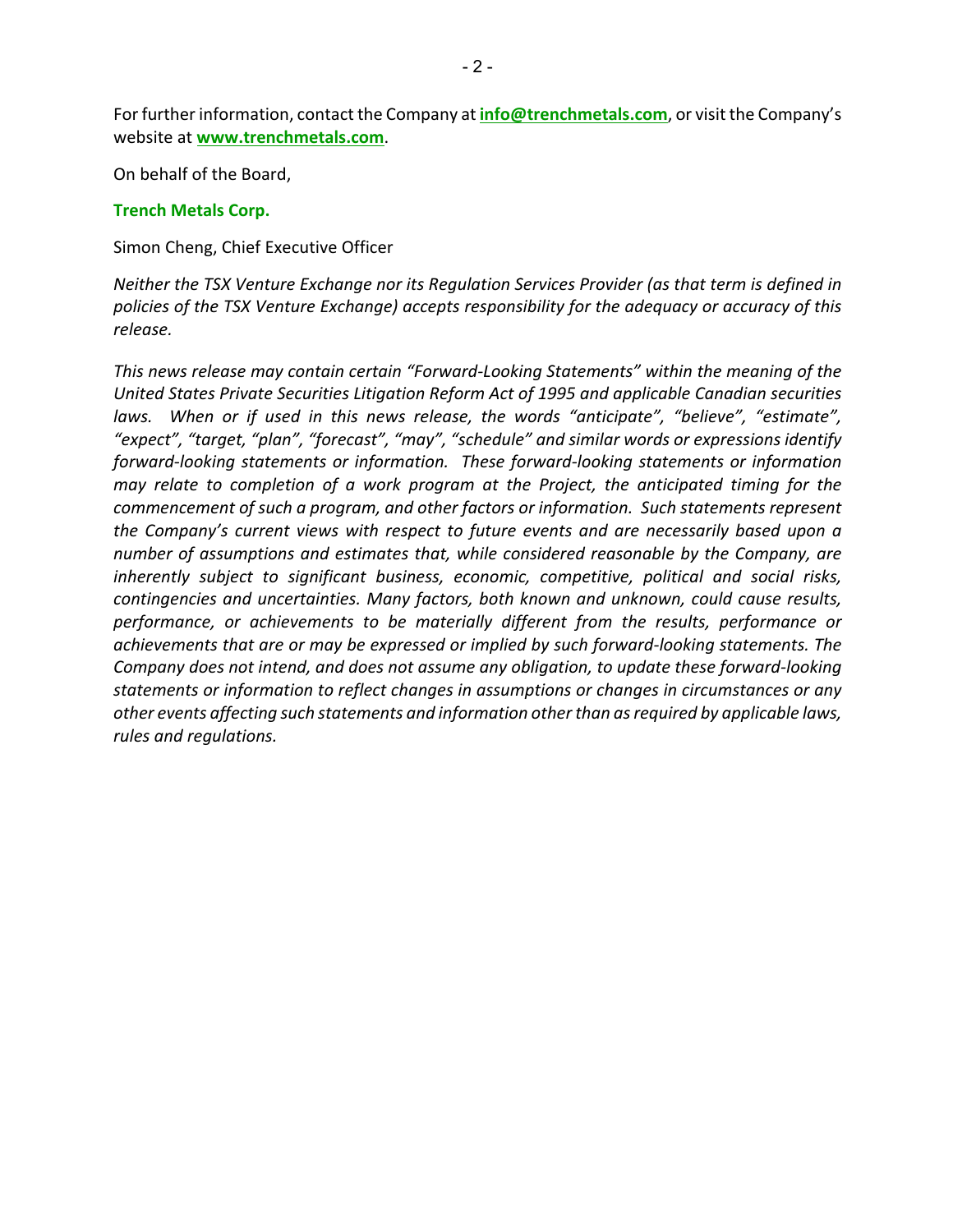For further information, contact the Company at **info@trenchmetals.com**, or visit the Company's website at **www.trenchmetals.com**.

On behalf of the Board,

**Trench Metals Corp.**

Simon Cheng, Chief Executive Officer

*Neither the TSX Venture Exchange nor its Regulation Services Provider (as that term is defined in policies of the TSX Venture Exchange) accepts responsibility for the adequacy or accuracy of this release.*

*This news release may contain certain "Forward-Looking Statements" within the meaning of the United States Private Securities Litigation Reform Act of 1995 and applicable Canadian securities laws. When or if used in this news release, the words "anticipate", "believe", "estimate", "expect", "target, "plan", "forecast", "may", "schedule" and similar words or expressions identify forward-looking statements or information. These forward-looking statements or information may relate to completion of a work program at the Project, the anticipated timing for the commencement of such a program, and other factors or information. Such statements represent the Company's current views with respect to future events and are necessarily based upon a number of assumptions and estimates that, while considered reasonable by the Company, are inherently subject to significant business, economic, competitive, political and social risks, contingencies and uncertainties. Many factors, both known and unknown, could cause results, performance, or achievements to be materially different from the results, performance or achievements that are or may be expressed or implied by such forward-looking statements. The Company does not intend, and does not assume any obligation, to update these forward-looking statements or information to reflect changes in assumptions or changes in circumstances or any other events affecting such statements and information other than as required by applicable laws, rules and regulations.*